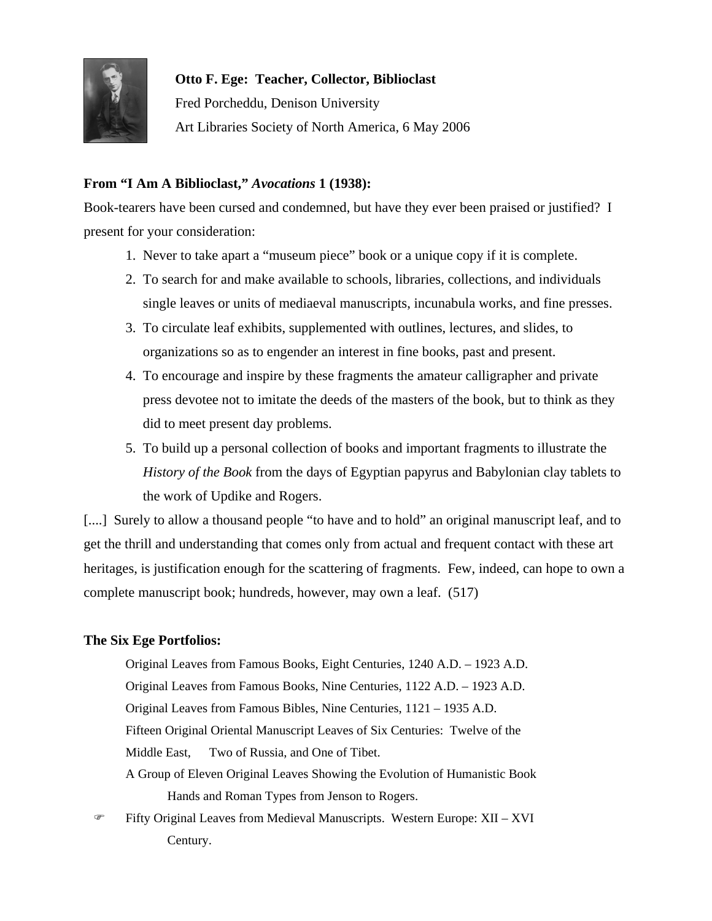**Otto F. Ege: Teacher, Collector, Biblioclast**

Fred Porcheddu, Denison University

Art Libraries Society of North America, 6 May 2006

**From "I Am A Biblioclast," *Avocations* 1 (1938):**

Book-tearers have been cursed and condemned, but have they ever been praised or justified? I present for your consideration:

1. Never to take apart a "museum piece" book or a unique copy if it is complete.
2. To search for and make available to schools, libraries, collections, and individuals single leaves or units of mediaeval manuscripts, incunabula works, and fine presses.
3. To circulate leaf exhibits, supplemented with outlines, lectures, and slides, to organizations so as to engender an interest in fine books, past and present.
4. To encourage and inspire by these fragments the amateur calligrapher and private press devotee not to imitate the deeds of the masters of the book, but to think as they did to meet present day problems.
5. To build up a personal collection of books and important fragments to illustrate the *History of the Book* from the days of Egyptian papyrus and Babylonian clay tablets to the work of Updike and Rogers.

[....] Surely to allow a thousand people "to have and to hold" an original manuscript leaf, and to get the thrill and understanding that comes only from actual and frequent contact with these art heritages, is justification enough for the scattering of fragments. Few, indeed, can hope to own a complete manuscript book; hundreds, however, may own a leaf. (517)

**The Six Ege Portfolios:**

- Original Leaves from Famous Books, Eight Centuries, 1240 A.D. – 1923 A.D.
- Original Leaves from Famous Books, Nine Centuries, 1122 A.D. – 1923 A.D.
- Original Leaves from Famous Bibles, Nine Centuries, 1121 – 1935 A.D.
- Fifteen Original Oriental Manuscript Leaves of Six Centuries: Twelve of the Middle East, Two of Russia, and One of Tibet.
- A Group of Eleven Original Leaves Showing the Evolution of Humanistic Book Hands and Roman Types from Jenson to Rogers.
- ☞ Fifty Original Leaves from Medieval Manuscripts. Western Europe: XII – XVI Century.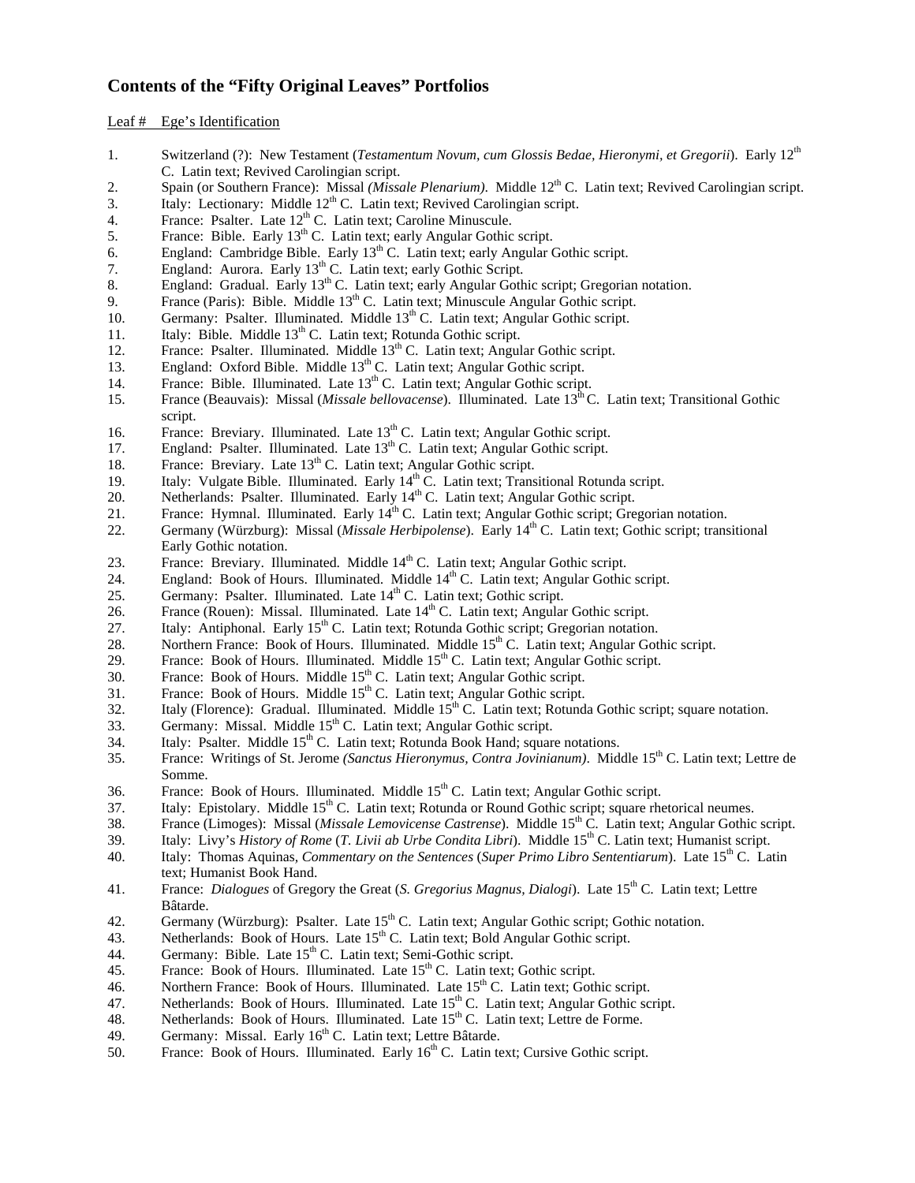## Contents of the "Fifty Original Leaves" Portfolios

Leaf # Ege's Identification

1. Switzerland (?): New Testament (*Testamentum Novum, cum Glossis Bedae, Hieronymi, et Gregorii*). Early 12th C. Latin text; Revived Carolingian script.
2. Spain (or Southern France): Missal *(Missale Plenarium)*. Middle 12th C. Latin text; Revived Carolingian script.
3. Italy: Lectionary: Middle 12th C. Latin text; Revived Carolingian script.
4. France: Psalter. Late 12th C. Latin text; Caroline Minuscule.
5. France: Bible. Early 13th C. Latin text; early Angular Gothic script.
6. England: Cambridge Bible. Early 13th C. Latin text; early Angular Gothic script.
7. England: Aurora. Early 13th C. Latin text; early Gothic Script.
8. England: Gradual. Early 13th C. Latin text; early Angular Gothic script; Gregorian notation.
9. France (Paris): Bible. Middle 13th C. Latin text; Minuscule Angular Gothic script.
10. Germany: Psalter. Illuminated. Middle 13th C. Latin text; Angular Gothic script.
11. Italy: Bible. Middle 13th C. Latin text; Rotunda Gothic script.
12. France: Psalter. Illuminated. Middle 13th C. Latin text; Angular Gothic script.
13. England: Oxford Bible. Middle 13th C. Latin text; Angular Gothic script.
14. France: Bible. Illuminated. Late 13th C. Latin text; Angular Gothic script.
15. France (Beauvais): Missal (*Missale bellovacense*). Illuminated. Late 13th C. Latin text; Transitional Gothic script.
16. France: Breviary. Illuminated. Late 13th C. Latin text; Angular Gothic script.
17. England: Psalter. Illuminated. Late 13th C. Latin text; Angular Gothic script.
18. France: Breviary. Late 13th C. Latin text; Angular Gothic script.
19. Italy: Vulgate Bible. Illuminated. Early 14th C. Latin text; Transitional Rotunda script.
20. Netherlands: Psalter. Illuminated. Early 14th C. Latin text; Angular Gothic script.
21. France: Hymnal. Illuminated. Early 14th C. Latin text; Angular Gothic script; Gregorian notation.
22. Germany (Würzburg): Missal (*Missale Herbipolense*). Early 14th C. Latin text; Gothic script; transitional Early Gothic notation.
23. France: Breviary. Illuminated. Middle 14th C. Latin text; Angular Gothic script.
24. England: Book of Hours. Illuminated. Middle 14th C. Latin text; Angular Gothic script.
25. Germany: Psalter. Illuminated. Late 14th C. Latin text; Gothic script.
26. France (Rouen): Missal. Illuminated. Late 14th C. Latin text; Angular Gothic script.
27. Italy: Antiphonal. Early 15th C. Latin text; Rotunda Gothic script; Gregorian notation.
28. Northern France: Book of Hours. Illuminated. Middle 15th C. Latin text; Angular Gothic script.
29. France: Book of Hours. Illuminated. Middle 15th C. Latin text; Angular Gothic script.
30. France: Book of Hours. Middle 15th C. Latin text; Angular Gothic script.
31. France: Book of Hours. Middle 15th C. Latin text; Angular Gothic script.
32. Italy (Florence): Gradual. Illuminated. Middle 15th C. Latin text; Rotunda Gothic script; square notation.
33. Germany: Missal. Middle 15th C. Latin text; Angular Gothic script.
34. Italy: Psalter. Middle 15th C. Latin text; Rotunda Book Hand; square notations.
35. France: Writings of St. Jerome *(Sanctus Hieronymus, Contra Jovinianum)*. Middle 15th C. Latin text; Lettre de Somme.
36. France: Book of Hours. Illuminated. Middle 15th C. Latin text; Angular Gothic script.
37. Italy: Epistolary. Middle 15th C. Latin text; Rotunda or Round Gothic script; square rhetorical neumes.
38. France (Limoges): Missal (*Missale Lemovicense Castrense*). Middle 15th C. Latin text; Angular Gothic script.
39. Italy: Livy's *History of Rome* (*T. Livii ab Urbe Condita Libri*). Middle 15th C. Latin text; Humanist script.
40. Italy: Thomas Aquinas, *Commentary on the Sentences* (*Super Primo Libro Sententiarum*). Late 15th C. Latin text; Humanist Book Hand.
41. France: *Dialogues* of Gregory the Great (*S. Gregorius Magnus, Dialogi*). Late 15th C. Latin text; Lettre Bâtarde.
42. Germany (Würzburg): Psalter. Late 15th C. Latin text; Angular Gothic script; Gothic notation.
43. Netherlands: Book of Hours. Late 15th C. Latin text; Bold Angular Gothic script.
44. Germany: Bible. Late 15th C. Latin text; Semi-Gothic script.
45. France: Book of Hours. Illuminated. Late 15th C. Latin text; Gothic script.
46. Northern France: Book of Hours. Illuminated. Late 15th C. Latin text; Gothic script.
47. Netherlands: Book of Hours. Illuminated. Late 15th C. Latin text; Angular Gothic script.
48. Netherlands: Book of Hours. Illuminated. Late 15th C. Latin text; Lettre de Forme.
49. Germany: Missal. Early 16th C. Latin text; Lettre Bâtarde.
50. France: Book of Hours. Illuminated. Early 16th C. Latin text; Cursive Gothic script.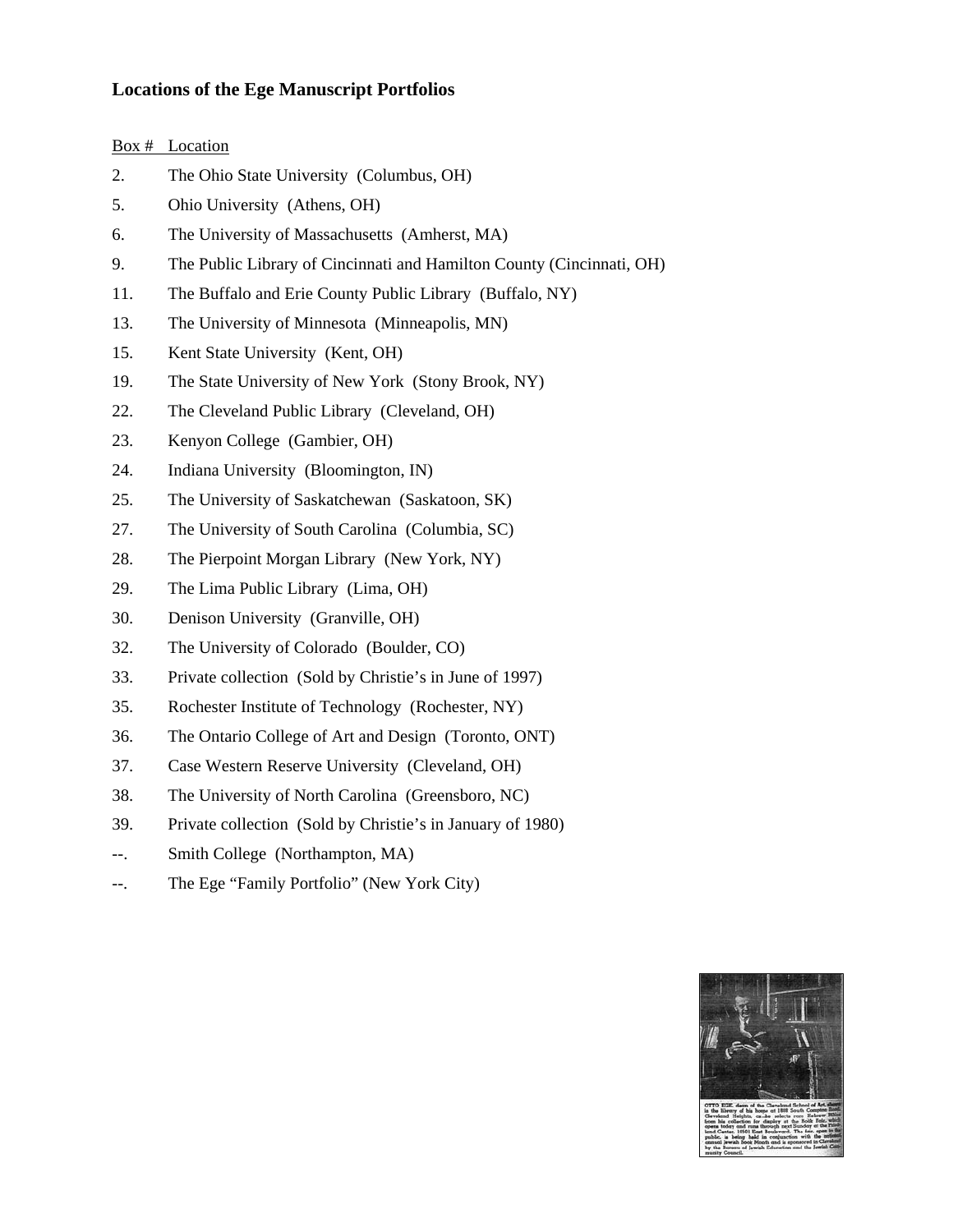### Locations of the Ege Manuscript Portfolios

| Box # | Location |
|---|---|
| 2. | The Ohio State University (Columbus, OH) |
| 5. | Ohio University (Athens, OH) |
| 6. | The University of Massachusetts (Amherst, MA) |
| 9. | The Public Library of Cincinnati and Hamilton County (Cincinnati, OH) |
| 11. | The Buffalo and Erie County Public Library (Buffalo, NY) |
| 13. | The University of Minnesota (Minneapolis, MN) |
| 15. | Kent State University (Kent, OH) |
| 19. | The State University of New York (Stony Brook, NY) |
| 22. | The Cleveland Public Library (Cleveland, OH) |
| 23. | Kenyon College (Gambier, OH) |
| 24. | Indiana University (Bloomington, IN) |
| 25. | The University of Saskatchewan (Saskatoon, SK) |
| 27. | The University of South Carolina (Columbia, SC) |
| 28. | The Pierpoint Morgan Library (New York, NY) |
| 29. | The Lima Public Library (Lima, OH) |
| 30. | Denison University (Granville, OH) |
| 32. | The University of Colorado (Boulder, CO) |
| 33. | Private collection (Sold by Christie's in June of 1997) |
| 35. | Rochester Institute of Technology (Rochester, NY) |
| 36. | The Ontario College of Art and Design (Toronto, ONT) |
| 37. | Case Western Reserve University (Cleveland, OH) |
| 38. | The University of North Carolina (Greensboro, NC) |
| 39. | Private collection (Sold by Christie's in January of 1980) |
| --. | Smith College (Northampton, MA) |
| --. | The Ege "Family Portfolio" (New York City) |